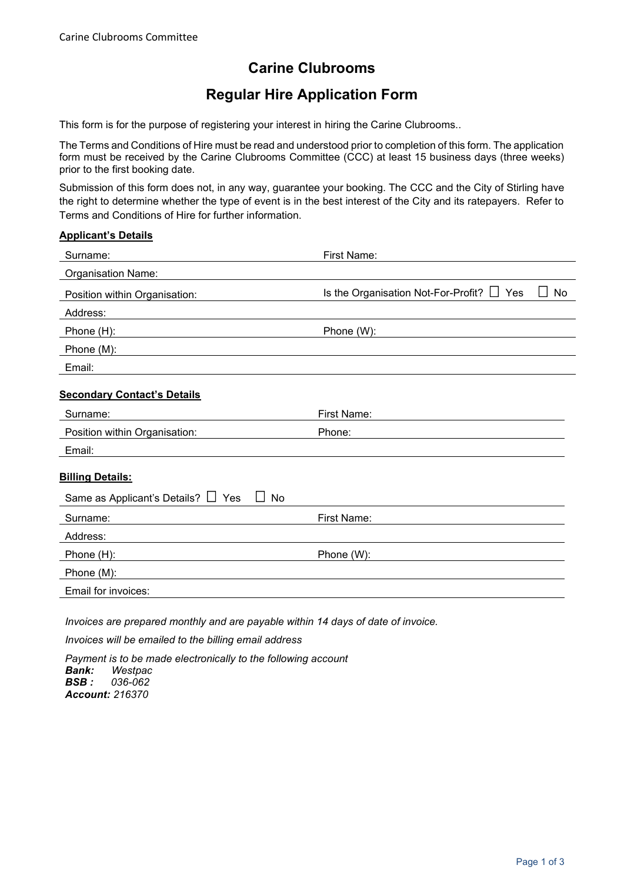# Carine Clubrooms

## Regular Hire Application Form

This form is for the purpose of registering your interest in hiring the Carine Clubrooms..

The Terms and Conditions of Hire must be read and understood prior to completion of this form. The application form must be received by the Carine Clubrooms Committee (CCC) at least 15 business days (three weeks) prior to the first booking date.

Submission of this form does not, in any way, guarantee your booking. The CCC and the City of Stirling have the right to determine whether the type of event is in the best interest of the City and its ratepayers. Refer to Terms and Conditions of Hire for further information.

**Applicant's Details**

Surname: ____________________ First Name: ____________________

Organisation Name: ____________________

Position within Organisation: ____________________ Is the Organisation Not-For-Profit? ☐ Yes ☐ No

Address: ____________________

Phone (H): ____________________ Phone (W): ____________________

Phone (M): ____________________

Email: ____________________

**Secondary Contact's Details**

Surname: ____________________ First Name: ____________________

Position within Organisation: ____________________ Phone: ____________________

Email: ____________________

**Billing Details:**

Same as Applicant's Details? ☐ Yes ☐ No

Surname: ____________________ First Name: ____________________

Address: ____________________

Phone (H): ____________________ Phone (W): ____________________

Phone (M): ____________________

Email for invoices: ____________________

*Invoices are prepared monthly and are payable within 14 days of date of invoice.*

*Invoices will be emailed to the billing email address*

*Payment is to be made electronically to the following account*
***Bank:*** *Westpac*
***BSB :*** *036-062*
***Account:*** *216370*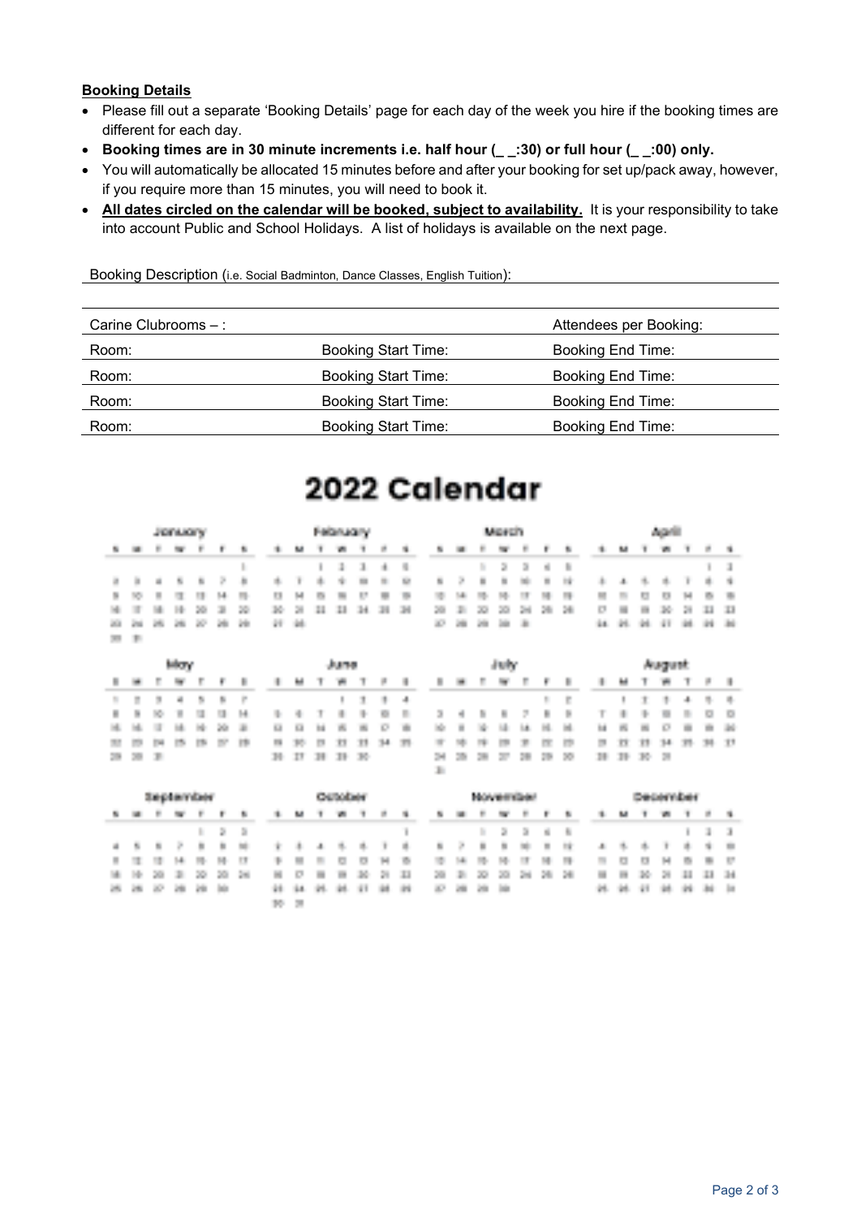**Booking Details**

- Please fill out a separate 'Booking Details' page for each day of the week you hire if the booking times are different for each day.
- **Booking times are in 30 minute increments i.e. half hour (_ _:30) or full hour (_ _:00) only.**
- You will automatically be allocated 15 minutes before and after your booking for set up/pack away, however, if you require more than 15 minutes, you will need to book it.
- **All dates circled on the calendar will be booked, subject to availability.** It is your responsibility to take into account Public and School Holidays. A list of holidays is available on the next page.

Booking Description (i.e. Social Badminton, Dance Classes, English Tuition):

| Carine Clubrooms – : | | Attendees per Booking: |
|---|---|---|
| Room: | Booking Start Time: | Booking End Time: |
| Room: | Booking Start Time: | Booking End Time: |
| Room: | Booking Start Time: | Booking End Time: |
| Room: | Booking Start Time: | Booking End Time: |

# 2022 Calendar

**January**

| S | M | T | W | T | F | S |
|---|---|---|---|---|---|---|
| | | | | | | 1 |
| 2 | 3 | 4 | 5 | 6 | 7 | 8 |
| 9 | 10 | 11 | 12 | 13 | 14 | 15 |
| 16 | 17 | 18 | 19 | 20 | 21 | 22 |
| 23 | 24 | 25 | 26 | 27 | 28 | 29 |
| 30 | 31 | | | | | |

**February**

| S | M | T | W | T | F | S |
|---|---|---|---|---|---|---|
| | | 1 | 2 | 3 | 4 | 5 |
| 6 | 7 | 8 | 9 | 10 | 11 | 12 |
| 13 | 14 | 15 | 16 | 17 | 18 | 19 |
| 20 | 21 | 22 | 23 | 24 | 25 | 26 |
| 27 | 28 | | | | | |

**March**

| S | M | T | W | T | F | S |
|---|---|---|---|---|---|---|
| | | 1 | 2 | 3 | 4 | 5 |
| 6 | 7 | 8 | 9 | 10 | 11 | 12 |
| 13 | 14 | 15 | 16 | 17 | 18 | 19 |
| 20 | 21 | 22 | 23 | 24 | 25 | 26 |
| 27 | 28 | 29 | 30 | 31 | | |

**April**

| S | M | T | W | T | F | S |
|---|---|---|---|---|---|---|
| | | | | | 1 | 2 |
| 3 | 4 | 5 | 6 | 7 | 8 | 9 |
| 10 | 11 | 12 | 13 | 14 | 15 | 16 |
| 17 | 18 | 19 | 20 | 21 | 22 | 23 |
| 24 | 25 | 26 | 27 | 28 | 29 | 30 |

**May**

| S | M | T | W | T | F | S |
|---|---|---|---|---|---|---|
| 1 | 2 | 3 | 4 | 5 | 6 | 7 |
| 8 | 9 | 10 | 11 | 12 | 13 | 14 |
| 15 | 16 | 17 | 18 | 19 | 20 | 21 |
| 22 | 23 | 24 | 25 | 26 | 27 | 28 |
| 29 | 30 | 31 | | | | |

**June**

| S | M | T | W | T | F | S |
|---|---|---|---|---|---|---|
| | | | 1 | 2 | 3 | 4 |
| 5 | 6 | 7 | 8 | 9 | 10 | 11 |
| 12 | 13 | 14 | 15 | 16 | 17 | 18 |
| 19 | 20 | 21 | 22 | 23 | 24 | 25 |
| 26 | 27 | 28 | 29 | 30 | | |

**July**

| S | M | T | W | T | F | S |
|---|---|---|---|---|---|---|
| | | | | | 1 | 2 |
| 3 | 4 | 5 | 6 | 7 | 8 | 9 |
| 10 | 11 | 12 | 13 | 14 | 15 | 16 |
| 17 | 18 | 19 | 20 | 21 | 22 | 23 |
| 24 | 25 | 26 | 27 | 28 | 29 | 30 |
| 31 | | | | | | |

**August**

| S | M | T | W | T | F | S |
|---|---|---|---|---|---|---|
| | 1 | 2 | 3 | 4 | 5 | 6 |
| 7 | 8 | 9 | 10 | 11 | 12 | 13 |
| 14 | 15 | 16 | 17 | 18 | 19 | 20 |
| 21 | 22 | 23 | 24 | 25 | 26 | 27 |
| 28 | 29 | 30 | 31 | | | |

**September**

| S | M | T | W | T | F | S |
|---|---|---|---|---|---|---|
| | | | | 1 | 2 | 3 |
| 4 | 5 | 6 | 7 | 8 | 9 | 10 |
| 11 | 12 | 13 | 14 | 15 | 16 | 17 |
| 18 | 19 | 20 | 21 | 22 | 23 | 24 |
| 25 | 26 | 27 | 28 | 29 | 30 | |

**October**

| S | M | T | W | T | F | S |
|---|---|---|---|---|---|---|
| | | | | | | 1 |
| 2 | 3 | 4 | 5 | 6 | 7 | 8 |
| 9 | 10 | 11 | 12 | 13 | 14 | 15 |
| 16 | 17 | 18 | 19 | 20 | 21 | 22 |
| 23 | 24 | 25 | 26 | 27 | 28 | 29 |
| 30 | 31 | | | | | |

**November**

| S | M | T | W | T | F | S |
|---|---|---|---|---|---|---|
| | | 1 | 2 | 3 | 4 | 5 |
| 6 | 7 | 8 | 9 | 10 | 11 | 12 |
| 13 | 14 | 15 | 16 | 17 | 18 | 19 |
| 20 | 21 | 22 | 23 | 24 | 25 | 26 |
| 27 | 28 | 29 | 30 | | | |

**December**

| S | M | T | W | T | F | S |
|---|---|---|---|---|---|---|
| | | | | 1 | 2 | 3 |
| 4 | 5 | 6 | 7 | 8 | 9 | 10 |
| 11 | 12 | 13 | 14 | 15 | 16 | 17 |
| 18 | 19 | 20 | 21 | 22 | 23 | 24 |
| 25 | 26 | 27 | 28 | 29 | 30 | 31 |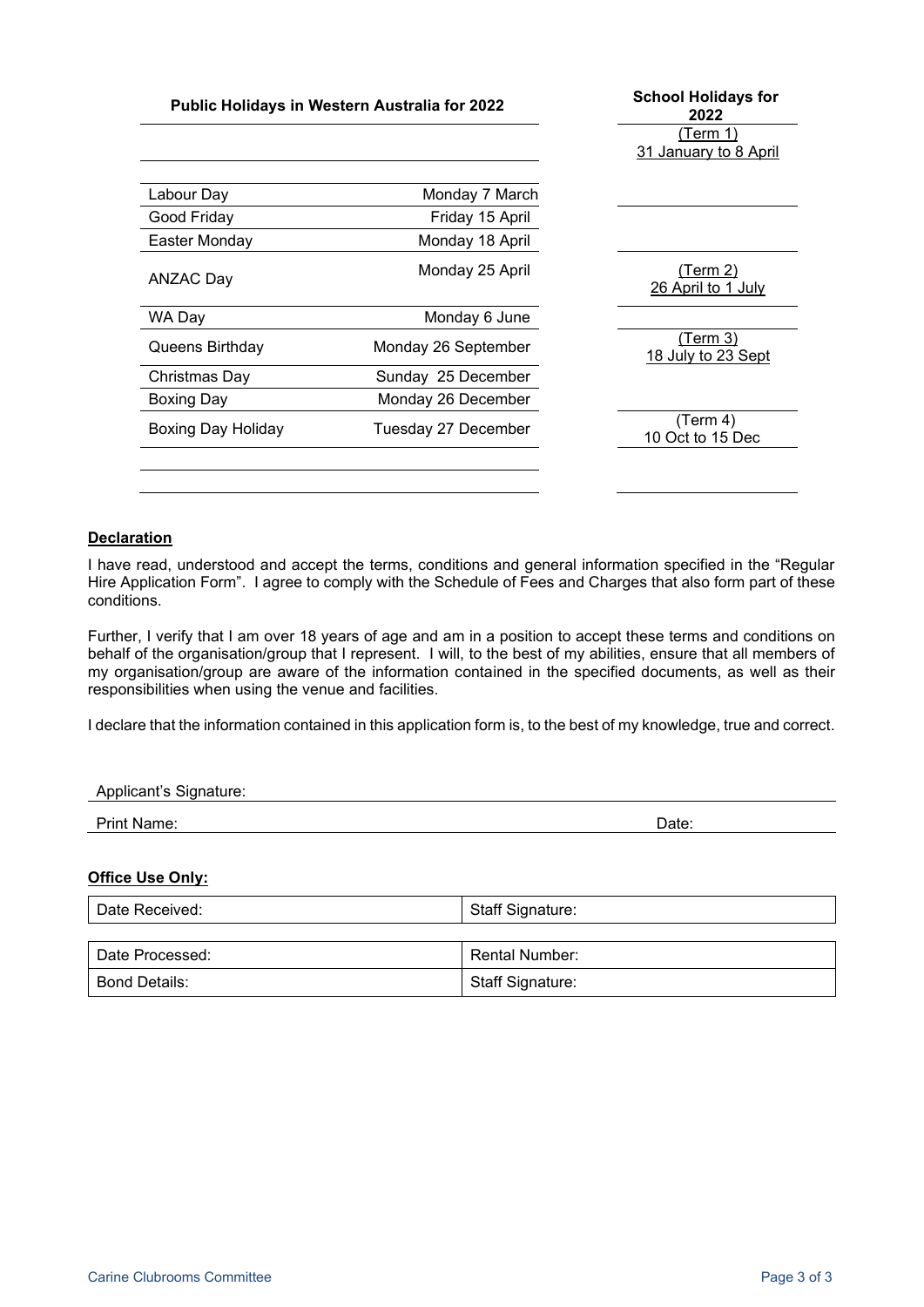| Public Holidays in Western Australia for 2022 | | School Holidays for 2022 |
|---|---|---|
| | | (Term 1) 31 January to 8 April |
| Labour Day | Monday 7 March | |
| Good Friday | Friday 15 April | |
| Easter Monday | Monday 18 April | |
| ANZAC Day | Monday 25 April | (Term 2) 26 April to 1 July |
| WA Day | Monday 6 June | |
| Queens Birthday | Monday 26 September | (Term 3) 18 July to 23 Sept |
| Christmas Day | Sunday 25 December | |
| Boxing Day | Monday 26 December | |
| Boxing Day Holiday | Tuesday 27 December | (Term 4) 10 Oct to 15 Dec |

## Declaration

I have read, understood and accept the terms, conditions and general information specified in the "Regular Hire Application Form". I agree to comply with the Schedule of Fees and Charges that also form part of these conditions.

Further, I verify that I am over 18 years of age and am in a position to accept these terms and conditions on behalf of the organisation/group that I represent. I will, to the best of my abilities, ensure that all members of my organisation/group are aware of the information contained in the specified documents, as well as their responsibilities when using the venue and facilities.

I declare that the information contained in this application form is, to the best of my knowledge, true and correct.

Applicant's Signature:

Print Name: Date:

## Office Use Only:

| | |
|---|---|
| Date Received: | Staff Signature: |

| | |
|---|---|
| Date Processed: | Rental Number: |
| Bond Details: | Staff Signature: |